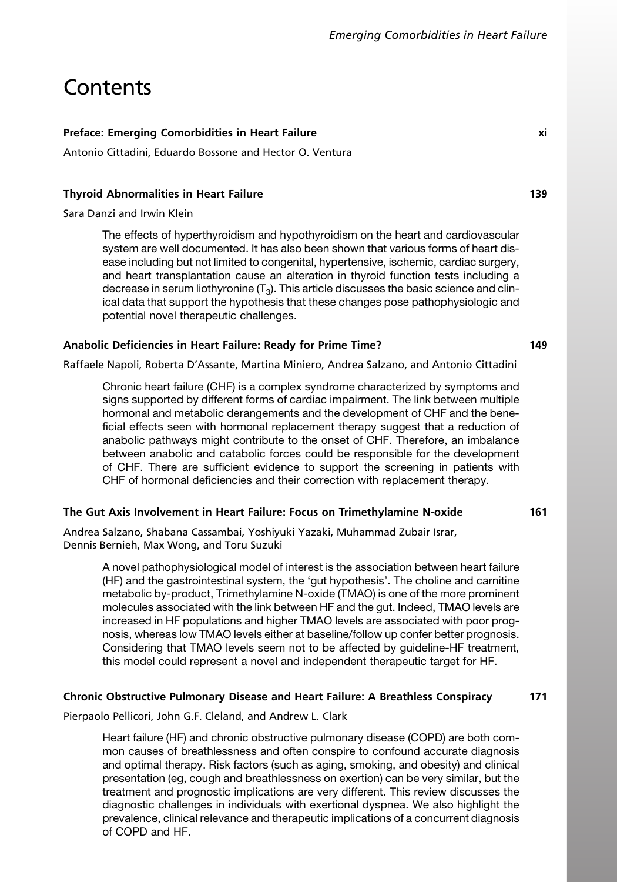# Contents

**Preface: Emerging Comorbidities in Heart Failure** xi

Antonio Cittadini, Eduardo Bossone and Hector O. Ventura

**Thyroid Abnormalities in Heart Failure** 139

Sara Danzi and Irwin Klein

The effects of hyperthyroidism and hypothyroidism on the heart and cardiovascular system are well documented. It has also been shown that various forms of heart disease including but not limited to congenital, hypertensive, ischemic, cardiac surgery, and heart transplantation cause an alteration in thyroid function tests including a decrease in serum liothyronine ($T_3$). This article discusses the basic science and clinical data that support the hypothesis that these changes pose pathophysiologic and potential novel therapeutic challenges.

**Anabolic Deficiencies in Heart Failure: Ready for Prime Time?** 149

Raffaele Napoli, Roberta D'Assante, Martina Miniero, Andrea Salzano, and Antonio Cittadini

Chronic heart failure (CHF) is a complex syndrome characterized by symptoms and signs supported by different forms of cardiac impairment. The link between multiple hormonal and metabolic derangements and the development of CHF and the beneficial effects seen with hormonal replacement therapy suggest that a reduction of anabolic pathways might contribute to the onset of CHF. Therefore, an imbalance between anabolic and catabolic forces could be responsible for the development of CHF. There are sufficient evidence to support the screening in patients with CHF of hormonal deficiencies and their correction with replacement therapy.

**The Gut Axis Involvement in Heart Failure: Focus on Trimethylamine N-oxide** 161

Andrea Salzano, Shabana Cassambai, Yoshiyuki Yazaki, Muhammad Zubair Israr, Dennis Bernieh, Max Wong, and Toru Suzuki

A novel pathophysiological model of interest is the association between heart failure (HF) and the gastrointestinal system, the 'gut hypothesis'. The choline and carnitine metabolic by-product, Trimethylamine N-oxide (TMAO) is one of the more prominent molecules associated with the link between HF and the gut. Indeed, TMAO levels are increased in HF populations and higher TMAO levels are associated with poor prognosis, whereas low TMAO levels either at baseline/follow up confer better prognosis. Considering that TMAO levels seem not to be affected by guideline-HF treatment, this model could represent a novel and independent therapeutic target for HF.

**Chronic Obstructive Pulmonary Disease and Heart Failure: A Breathless Conspiracy** 171

Pierpaolo Pellicori, John G.F. Cleland, and Andrew L. Clark

Heart failure (HF) and chronic obstructive pulmonary disease (COPD) are both common causes of breathlessness and often conspire to confound accurate diagnosis and optimal therapy. Risk factors (such as aging, smoking, and obesity) and clinical presentation (eg, cough and breathlessness on exertion) can be very similar, but the treatment and prognostic implications are very different. This review discusses the diagnostic challenges in individuals with exertional dyspnea. We also highlight the prevalence, clinical relevance and therapeutic implications of a concurrent diagnosis of COPD and HF.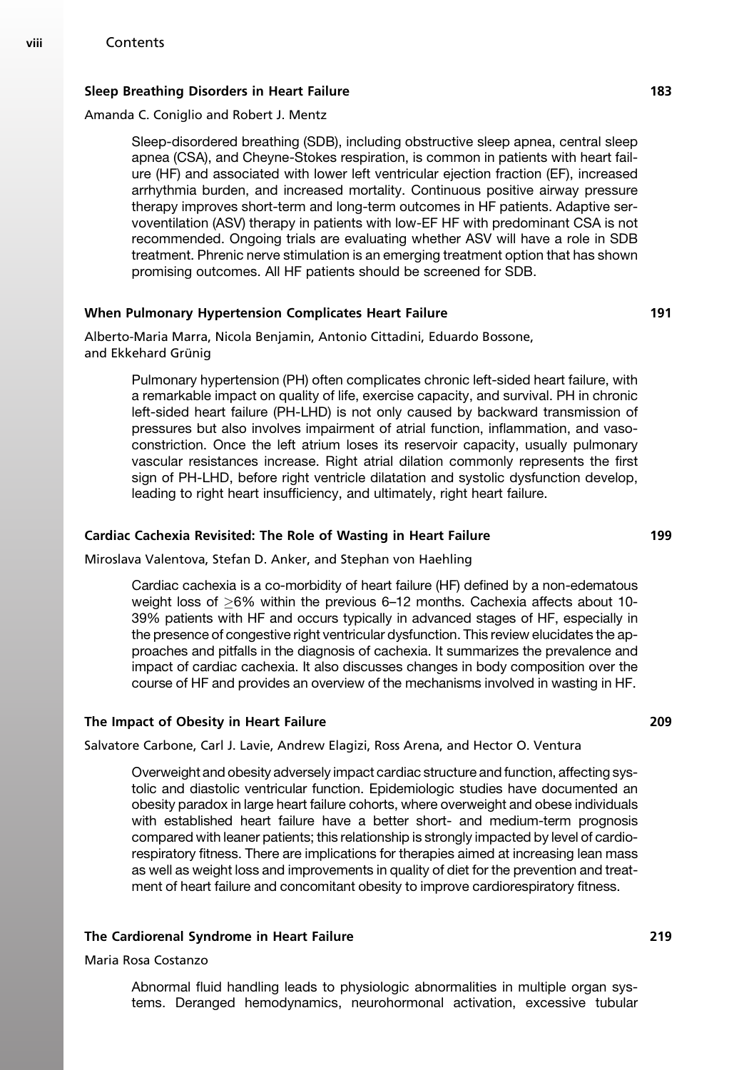**Sleep Breathing Disorders in Heart Failure** 183

Amanda C. Coniglio and Robert J. Mentz

Sleep-disordered breathing (SDB), including obstructive sleep apnea, central sleep apnea (CSA), and Cheyne-Stokes respiration, is common in patients with heart failure (HF) and associated with lower left ventricular ejection fraction (EF), increased arrhythmia burden, and increased mortality. Continuous positive airway pressure therapy improves short-term and long-term outcomes in HF patients. Adaptive servoventilation (ASV) therapy in patients with low-EF HF with predominant CSA is not recommended. Ongoing trials are evaluating whether ASV will have a role in SDB treatment. Phrenic nerve stimulation is an emerging treatment option that has shown promising outcomes. All HF patients should be screened for SDB.

**When Pulmonary Hypertension Complicates Heart Failure** 191

Alberto-Maria Marra, Nicola Benjamin, Antonio Cittadini, Eduardo Bossone, and Ekkehard Grünig

Pulmonary hypertension (PH) often complicates chronic left-sided heart failure, with a remarkable impact on quality of life, exercise capacity, and survival. PH in chronic left-sided heart failure (PH-LHD) is not only caused by backward transmission of pressures but also involves impairment of atrial function, inflammation, and vasoconstriction. Once the left atrium loses its reservoir capacity, usually pulmonary vascular resistances increase. Right atrial dilation commonly represents the first sign of PH-LHD, before right ventricle dilatation and systolic dysfunction develop, leading to right heart insufficiency, and ultimately, right heart failure.

**Cardiac Cachexia Revisited: The Role of Wasting in Heart Failure** 199

Miroslava Valentova, Stefan D. Anker, and Stephan von Haehling

Cardiac cachexia is a co-morbidity of heart failure (HF) defined by a non-edematous weight loss of $\geq$6% within the previous 6–12 months. Cachexia affects about 10-39% patients with HF and occurs typically in advanced stages of HF, especially in the presence of congestive right ventricular dysfunction. This review elucidates the approaches and pitfalls in the diagnosis of cachexia. It summarizes the prevalence and impact of cardiac cachexia. It also discusses changes in body composition over the course of HF and provides an overview of the mechanisms involved in wasting in HF.

**The Impact of Obesity in Heart Failure** 209

Salvatore Carbone, Carl J. Lavie, Andrew Elagizi, Ross Arena, and Hector O. Ventura

Overweight and obesity adversely impact cardiac structure and function, affecting systolic and diastolic ventricular function. Epidemiologic studies have documented an obesity paradox in large heart failure cohorts, where overweight and obese individuals with established heart failure have a better short- and medium-term prognosis compared with leaner patients; this relationship is strongly impacted by level of cardiorespiratory fitness. There are implications for therapies aimed at increasing lean mass as well as weight loss and improvements in quality of diet for the prevention and treatment of heart failure and concomitant obesity to improve cardiorespiratory fitness.

**The Cardiorenal Syndrome in Heart Failure** 219

Maria Rosa Costanzo

Abnormal fluid handling leads to physiologic abnormalities in multiple organ systems. Deranged hemodynamics, neurohormonal activation, excessive tubular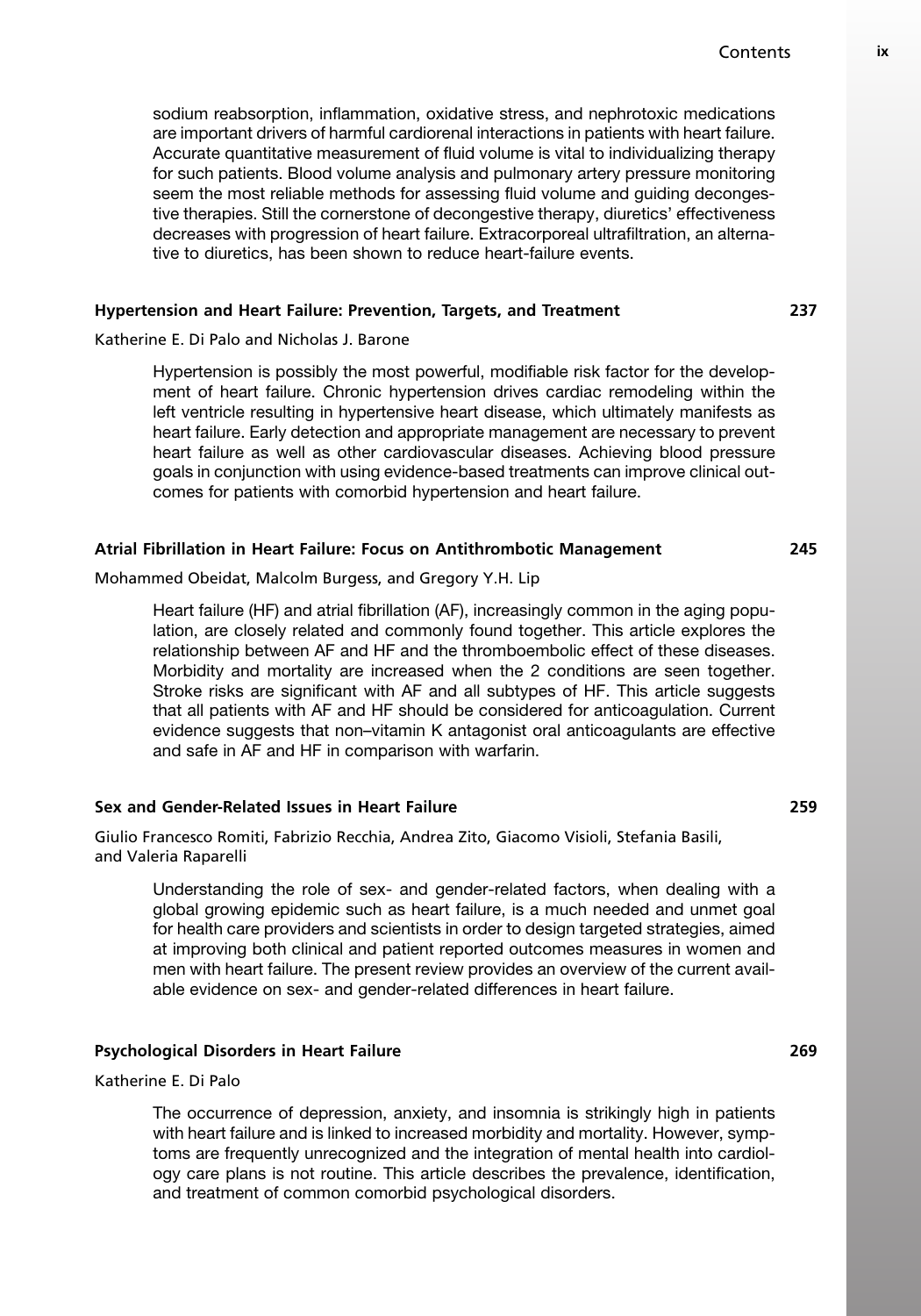sodium reabsorption, inflammation, oxidative stress, and nephrotoxic medications are important drivers of harmful cardiorenal interactions in patients with heart failure. Accurate quantitative measurement of fluid volume is vital to individualizing therapy for such patients. Blood volume analysis and pulmonary artery pressure monitoring seem the most reliable methods for assessing fluid volume and guiding decongestive therapies. Still the cornerstone of decongestive therapy, diuretics' effectiveness decreases with progression of heart failure. Extracorporeal ultrafiltration, an alternative to diuretics, has been shown to reduce heart-failure events.

**Hypertension and Heart Failure: Prevention, Targets, and Treatment** 237

Katherine E. Di Palo and Nicholas J. Barone

Hypertension is possibly the most powerful, modifiable risk factor for the development of heart failure. Chronic hypertension drives cardiac remodeling within the left ventricle resulting in hypertensive heart disease, which ultimately manifests as heart failure. Early detection and appropriate management are necessary to prevent heart failure as well as other cardiovascular diseases. Achieving blood pressure goals in conjunction with using evidence-based treatments can improve clinical outcomes for patients with comorbid hypertension and heart failure.

**Atrial Fibrillation in Heart Failure: Focus on Antithrombotic Management** 245

Mohammed Obeidat, Malcolm Burgess, and Gregory Y.H. Lip

Heart failure (HF) and atrial fibrillation (AF), increasingly common in the aging population, are closely related and commonly found together. This article explores the relationship between AF and HF and the thromboembolic effect of these diseases. Morbidity and mortality are increased when the 2 conditions are seen together. Stroke risks are significant with AF and all subtypes of HF. This article suggests that all patients with AF and HF should be considered for anticoagulation. Current evidence suggests that non–vitamin K antagonist oral anticoagulants are effective and safe in AF and HF in comparison with warfarin.

**Sex and Gender-Related Issues in Heart Failure** 259

Giulio Francesco Romiti, Fabrizio Recchia, Andrea Zito, Giacomo Visioli, Stefania Basili, and Valeria Raparelli

Understanding the role of sex- and gender-related factors, when dealing with a global growing epidemic such as heart failure, is a much needed and unmet goal for health care providers and scientists in order to design targeted strategies, aimed at improving both clinical and patient reported outcomes measures in women and men with heart failure. The present review provides an overview of the current available evidence on sex- and gender-related differences in heart failure.

**Psychological Disorders in Heart Failure** 269

Katherine E. Di Palo

The occurrence of depression, anxiety, and insomnia is strikingly high in patients with heart failure and is linked to increased morbidity and mortality. However, symptoms are frequently unrecognized and the integration of mental health into cardiology care plans is not routine. This article describes the prevalence, identification, and treatment of common comorbid psychological disorders.